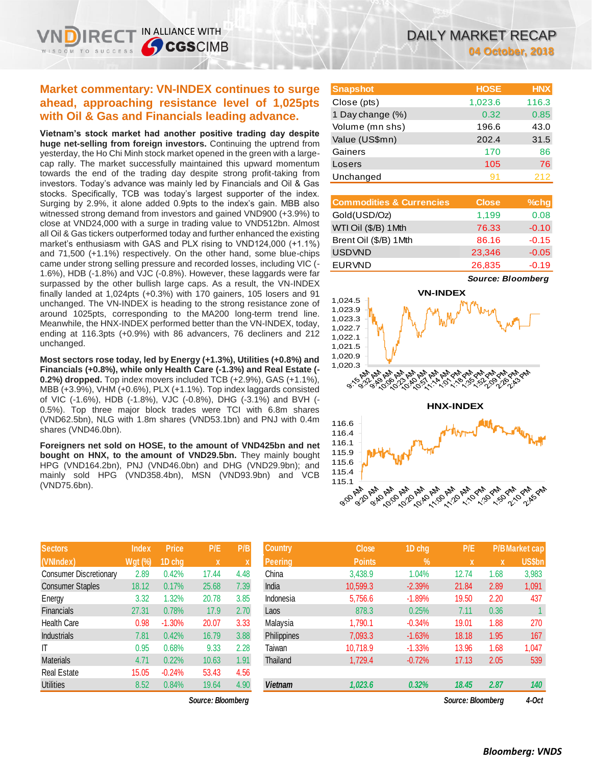# DAILY MARKET RECAP

**04 October, 2018**

## Market commentary: VN-INDEX continues to surge ahead, approaching resistance level of 1,025pts with Oil & Gas and Financials leading advance.

**Vietnam's stock market had another positive trading day despite huge net-selling from foreign investors.** Continuing the uptrend from yesterday, the Ho Chi Minh stock market opened in the green with a large-cap rally. The market successfully maintained this upward momentum towards the end of the trading day despite strong profit-taking from investors. Today's advance was mainly led by Financials and Oil & Gas stocks. Specifically, TCB was today's largest supporter of the index. Surging by 2.9%, it alone added 0.9pts to the index's gain. MBB also witnessed strong demand from investors and gained VND900 (+3.9%) to close at VND24,000 with a surge in trading value to VND512bn. Almost all Oil & Gas tickers outperformed today and further enhanced the existing market's enthusiasm with GAS and PLX rising to VND124,000 (+1.1%) and 71,500 (+1.1%) respectively. On the other hand, some blue-chips came under strong selling pressure and recorded losses, including VIC (-1.6%), HDB (-1.8%) and VJC (-0.8%). However, these laggards were far surpassed by the other bullish large caps. As a result, the VN-INDEX finally landed at 1,024pts (+0.3%) with 170 gainers, 105 losers and 91 unchanged. The VN-INDEX is heading to the strong resistance zone of around 1025pts, corresponding to the MA200 long-term trend line. Meanwhile, the HNX-INDEX performed better than the VN-INDEX, today, ending at 116.3pts (+0.9%) with 86 advancers, 76 decliners and 212 unchanged.

**Most sectors rose today, led by Energy (+1.3%), Utilities (+0.8%) and Financials (+0.8%), while only Health Care (-1.3%) and Real Estate (-0.2%) dropped.** Top index movers included TCB (+2.9%), GAS (+1.1%), MBB (+3.9%), VHM (+0.6%), PLX (+1.1%). Top index laggards consisted of VIC (-1.6%), HDB (-1.8%), VJC (-0.8%), DHG (-3.1%) and BVH (-0.5%). Top three major block trades were TCI with 6.8m shares (VND62.5bn), NLG with 1.8m shares (VND53.1bn) and PNJ with 0.4m shares (VND46.0bn).

**Foreigners net sold on HOSE, to the amount of VND425bn and net bought on HNX, to the amount of VND29.5bn.** They mainly bought HPG (VND164.2bn), PNJ (VND46.0bn) and DHG (VND29.9bn); and mainly sold HPG (VND358.4bn), MSN (VND93.9bn) and VCB (VND75.6bn).

| Snapshot | HOSE | HNX |
|---|---|---|
| Close (pts) | 1,023.6 | 116.3 |
| 1 Day change (%) | 0.32 | 0.85 |
| Volume (mn shs) | 196.6 | 43.0 |
| Value (US$mn) | 202.4 | 31.5 |
| Gainers | 170 | 86 |
| Losers | 105 | 76 |
| Unchanged | 91 | 212 |

| Commodities & Currencies | Close | %chg |
|---|---|---|
| Gold(USD/Oz) | 1,199 | 0.08 |
| WTI Oil ($/B) 1Mth | 76.33 | -0.10 |
| Brent Oil ($/B) 1Mth | 86.16 | -0.15 |
| USDVND | 23,346 | -0.05 |
| EURVND | 26,835 | -0.19 |

*Source: Bloomberg*

**VN-INDEX**

**HNX-INDEX**

| Sectors (VNIndex) | Index Wgt (%) | Price 1D chg | P/E x | P/B x |
|---|---|---|---|---|
| Consumer Discretionary | 2.89 | 0.42% | 17.44 | 4.48 |
| Consumer Staples | 18.12 | 0.17% | 25.68 | 7.39 |
| Energy | 3.32 | 1.32% | 20.78 | 3.85 |
| Financials | 27.31 | 0.78% | 17.9 | 2.70 |
| Health Care | 0.98 | -1.30% | 20.07 | 3.33 |
| Industrials | 7.81 | 0.42% | 16.79 | 3.88 |
| IT | 0.95 | 0.68% | 9.33 | 2.28 |
| Materials | 4.71 | 0.22% | 10.63 | 1.91 |
| Real Estate | 15.05 | -0.24% | 53.43 | 4.56 |
| Utilities | 8.52 | 0.84% | 19.64 | 4.90 |

*Source: Bloomberg*

| Country Peering | Close Points | 1D chg % | P/E x | P/B x | Market cap US$bn |
|---|---|---|---|---|---|
| China | 3,438.9 | 1.04% | 12.74 | 1.68 | 3,983 |
| India | 10,599.3 | -2.39% | 21.84 | 2.89 | 1,091 |
| Indonesia | 5,756.6 | -1.89% | 19.50 | 2.20 | 437 |
| Laos | 878.3 | 0.25% | 7.11 | 0.36 | 1 |
| Malaysia | 1,790.1 | -0.34% | 19.01 | 1.88 | 270 |
| Philippines | 7,093.3 | -1.63% | 18.18 | 1.95 | 167 |
| Taiwan | 10,718.9 | -1.33% | 13.96 | 1.68 | 1,047 |
| Thailand | 1,729.4 | -0.72% | 17.13 | 2.05 | 539 |
| **Vietnam** | **1,023.6** | **0.32%** | **18.45** | **2.87** | **140** |

*Source: Bloomberg* *4-Oct*

***Bloomberg: VNDS***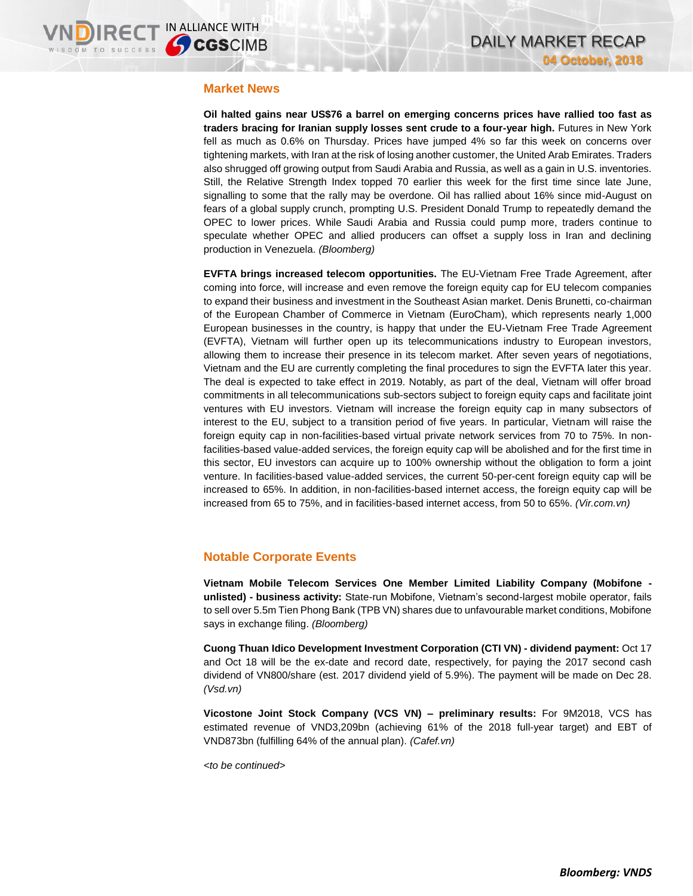## Market News

**Oil halted gains near US$76 a barrel on emerging concerns prices have rallied too fast as traders bracing for Iranian supply losses sent crude to a four-year high.** Futures in New York fell as much as 0.6% on Thursday. Prices have jumped 4% so far this week on concerns over tightening markets, with Iran at the risk of losing another customer, the United Arab Emirates. Traders also shrugged off growing output from Saudi Arabia and Russia, as well as a gain in U.S. inventories. Still, the Relative Strength Index topped 70 earlier this week for the first time since late June, signalling to some that the rally may be overdone. Oil has rallied about 16% since mid-August on fears of a global supply crunch, prompting U.S. President Donald Trump to repeatedly demand the OPEC to lower prices. While Saudi Arabia and Russia could pump more, traders continue to speculate whether OPEC and allied producers can offset a supply loss in Iran and declining production in Venezuela. *(Bloomberg)*

**EVFTA brings increased telecom opportunities.** The EU-Vietnam Free Trade Agreement, after coming into force, will increase and even remove the foreign equity cap for EU telecom companies to expand their business and investment in the Southeast Asian market. Denis Brunetti, co-chairman of the European Chamber of Commerce in Vietnam (EuroCham), which represents nearly 1,000 European businesses in the country, is happy that under the EU-Vietnam Free Trade Agreement (EVFTA), Vietnam will further open up its telecommunications industry to European investors, allowing them to increase their presence in its telecom market. After seven years of negotiations, Vietnam and the EU are currently completing the final procedures to sign the EVFTA later this year. The deal is expected to take effect in 2019. Notably, as part of the deal, Vietnam will offer broad commitments in all telecommunications sub-sectors subject to foreign equity caps and facilitate joint ventures with EU investors. Vietnam will increase the foreign equity cap in many subsectors of interest to the EU, subject to a transition period of five years. In particular, Vietnam will raise the foreign equity cap in non-facilities-based virtual private network services from 70 to 75%. In non-facilities-based value-added services, the foreign equity cap will be abolished and for the first time in this sector, EU investors can acquire up to 100% ownership without the obligation to form a joint venture. In facilities-based value-added services, the current 50-per-cent foreign equity cap will be increased to 65%. In addition, in non-facilities-based internet access, the foreign equity cap will be increased from 65 to 75%, and in facilities-based internet access, from 50 to 65%. *(Vir.com.vn)*

## Notable Corporate Events

**Vietnam Mobile Telecom Services One Member Limited Liability Company (Mobifone - unlisted) - business activity:** State-run Mobifone, Vietnam's second-largest mobile operator, fails to sell over 5.5m Tien Phong Bank (TPB VN) shares due to unfavourable market conditions, Mobifone says in exchange filing. *(Bloomberg)*

**Cuong Thuan Idico Development Investment Corporation (CTI VN) - dividend payment:** Oct 17 and Oct 18 will be the ex-date and record date, respectively, for paying the 2017 second cash dividend of VN800/share (est. 2017 dividend yield of 5.9%). The payment will be made on Dec 28. *(Vsd.vn)*

**Vicostone Joint Stock Company (VCS VN) – preliminary results:** For 9M2018, VCS has estimated revenue of VND3,209bn (achieving 61% of the 2018 full-year target) and EBT of VND873bn (fulfilling 64% of the annual plan). *(Cafef.vn)*

*<to be continued>*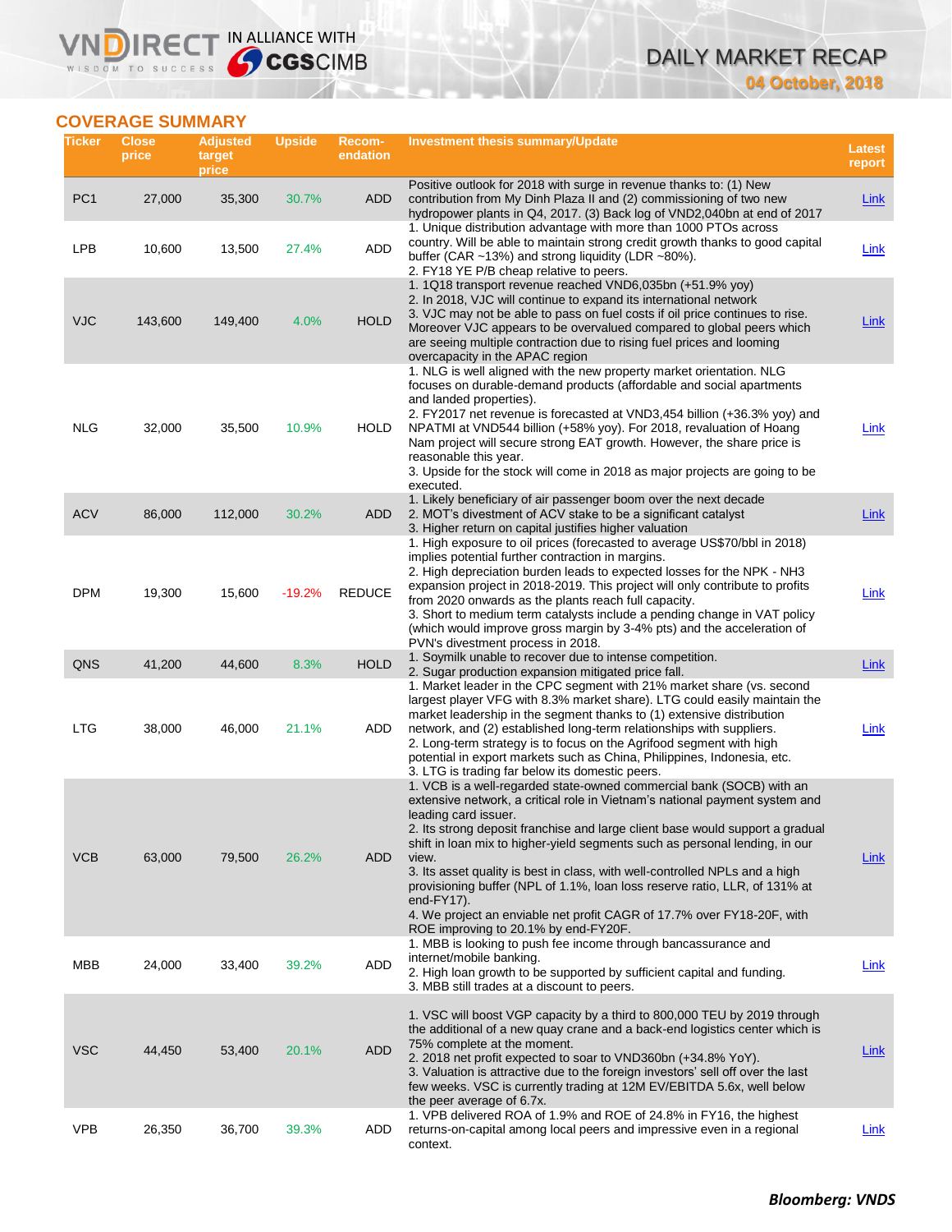## COVERAGE SUMMARY

| Ticker | Close price | Adjusted target price | Upside | Recom-endation | Investment thesis summary/Update | Latest report |
|---|---|---|---|---|---|---|
| PC1 | 27,000 | 35,300 | 30.7% | ADD | Positive outlook for 2018 with surge in revenue thanks to: (1) New contribution from My Dinh Plaza II and (2) commissioning of two new hydropower plants in Q4, 2017. (3) Back log of VND2,040bn at end of 2017 | Link |
| LPB | 10,600 | 13,500 | 27.4% | ADD | 1. Unique distribution advantage with more than 1000 PTOs across country. Will be able to maintain strong credit growth thanks to good capital buffer (CAR ~13%) and strong liquidity (LDR ~80%).<br>2. FY18 YE P/B cheap relative to peers. | Link |
| VJC | 143,600 | 149,400 | 4.0% | HOLD | 1. 1Q18 transport revenue reached VND6,035bn (+51.9% yoy)<br>2. In 2018, VJC will continue to expand its international network<br>3. VJC may not be able to pass on fuel costs if oil price continues to rise. Moreover VJC appears to be overvalued compared to global peers which are seeing multiple contraction due to rising fuel prices and looming overcapacity in the APAC region | Link |
| NLG | 32,000 | 35,500 | 10.9% | HOLD | 1. NLG is well aligned with the new property market orientation. NLG focuses on durable-demand products (affordable and social apartments and landed properties).<br>2. FY2017 net revenue is forecasted at VND3,454 billion (+36.3% yoy) and NPATMI at VND544 billion (+58% yoy). For 2018, revaluation of Hoang Nam project will secure strong EAT growth. However, the share price is reasonable this year.<br>3. Upside for the stock will come in 2018 as major projects are going to be executed. | Link |
| ACV | 86,000 | 112,000 | 30.2% | ADD | 1. Likely beneficiary of air passenger boom over the next decade<br>2. MOT's divestment of ACV stake to be a significant catalyst<br>3. Higher return on capital justifies higher valuation | Link |
| DPM | 19,300 | 15,600 | -19.2% | REDUCE | 1. High exposure to oil prices (forecasted to average US$70/bbl in 2018) implies potential further contraction in margins.<br>2. High depreciation burden leads to expected losses for the NPK - NH3 expansion project in 2018-2019. This project will only contribute to profits from 2020 onwards as the plants reach full capacity.<br>3. Short to medium term catalysts include a pending change in VAT policy (which would improve gross margin by 3-4% pts) and the acceleration of PVN's divestment process in 2018. | Link |
| QNS | 41,200 | 44,600 | 8.3% | HOLD | 1. Soymilk unable to recover due to intense competition.<br>2. Sugar production expansion mitigated price fall. | Link |
| LTG | 38,000 | 46,000 | 21.1% | ADD | 1. Market leader in the CPC segment with 21% market share (vs. second largest player VFG with 8.3% market share). LTG could easily maintain the market leadership in the segment thanks to (1) extensive distribution network, and (2) established long-term relationships with suppliers.<br>2. Long-term strategy is to focus on the Agrifood segment with high potential in export markets such as China, Philippines, Indonesia, etc.<br>3. LTG is trading far below its domestic peers. | Link |
| VCB | 63,000 | 79,500 | 26.2% | ADD | 1. VCB is a well-regarded state-owned commercial bank (SOCB) with an extensive network, a critical role in Vietnam's national payment system and leading card issuer.<br>2. Its strong deposit franchise and large client base would support a gradual shift in loan mix to higher-yield segments such as personal lending, in our view.<br>3. Its asset quality is best in class, with well-controlled NPLs and a high provisioning buffer (NPL of 1.1%, loan loss reserve ratio, LLR, of 131% at end-FY17).<br>4. We project an enviable net profit CAGR of 17.7% over FY18-20F, with ROE improving to 20.1% by end-FY20F. | Link |
| MBB | 24,000 | 33,400 | 39.2% | ADD | 1. MBB is looking to push fee income through bancassurance and internet/mobile banking.<br>2. High loan growth to be supported by sufficient capital and funding.<br>3. MBB still trades at a discount to peers. | Link |
| VSC | 44,450 | 53,400 | 20.1% | ADD | 1. VSC will boost VGP capacity by a third to 800,000 TEU by 2019 through the additional of a new quay crane and a back-end logistics center which is 75% complete at the moment.<br>2. 2018 net profit expected to soar to VND360bn (+34.8% YoY).<br>3. Valuation is attractive due to the foreign investors' sell off over the last few weeks. VSC is currently trading at 12M EV/EBITDA 5.6x, well below the peer average of 6.7x. | Link |
| VPB | 26,350 | 36,700 | 39.3% | ADD | 1. VPB delivered ROA of 1.9% and ROE of 24.8% in FY16, the highest returns-on-capital among local peers and impressive even in a regional context. | Link |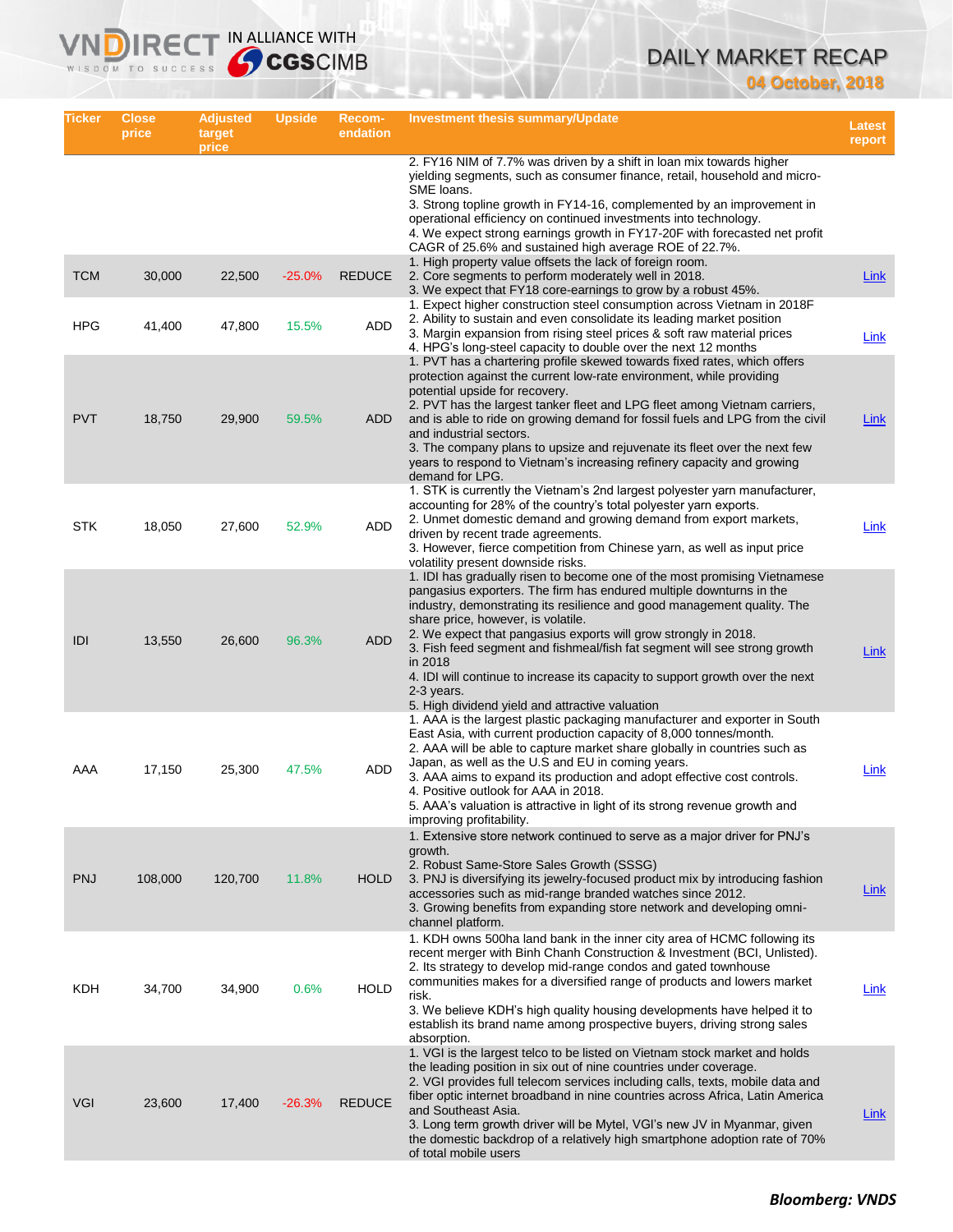| Ticker | Close price | Adjusted target price | Upside | Recom-endation | Investment thesis summary/Update | Latest report |
|---|---|---|---|---|---|---|
| | | | | | 2. FY16 NIM of 7.7% was driven by a shift in loan mix towards higher yielding segments, such as consumer finance, retail, household and micro-SME loans.<br>3. Strong topline growth in FY14-16, complemented by an improvement in operational efficiency on continued investments into technology.<br>4. We expect strong earnings growth in FY17-20F with forecasted net profit CAGR of 25.6% and sustained high average ROE of 22.7%. | |
| TCM | 30,000 | 22,500 | -25.0% | REDUCE | 1. High property value offsets the lack of foreign room.<br>2. Core segments to perform moderately well in 2018.<br>3. We expect that FY18 core-earnings to grow by a robust 45%. | Link |
| HPG | 41,400 | 47,800 | 15.5% | ADD | 1. Expect higher construction steel consumption across Vietnam in 2018F<br>2. Ability to sustain and even consolidate its leading market position<br>3. Margin expansion from rising steel prices & soft raw material prices<br>4. HPG's long-steel capacity to double over the next 12 months | Link |
| PVT | 18,750 | 29,900 | 59.5% | ADD | 1. PVT has a chartering profile skewed towards fixed rates, which offers protection against the current low-rate environment, while providing potential upside for recovery.<br>2. PVT has the largest tanker fleet and LPG fleet among Vietnam carriers, and is able to ride on growing demand for fossil fuels and LPG from the civil and industrial sectors.<br>3. The company plans to upsize and rejuvenate its fleet over the next few years to respond to Vietnam's increasing refinery capacity and growing demand for LPG. | Link |
| STK | 18,050 | 27,600 | 52.9% | ADD | 1. STK is currently the Vietnam's 2nd largest polyester yarn manufacturer, accounting for 28% of the country's total polyester yarn exports.<br>2. Unmet domestic demand and growing demand from export markets, driven by recent trade agreements.<br>3. However, fierce competition from Chinese yarn, as well as input price volatility present downside risks. | Link |
| IDI | 13,550 | 26,600 | 96.3% | ADD | 1. IDI has gradually risen to become one of the most promising Vietnamese pangasius exporters. The firm has endured multiple downturns in the industry, demonstrating its resilience and good management quality. The share price, however, is volatile.<br>2. We expect that pangasius exports will grow strongly in 2018.<br>3. Fish feed segment and fishmeal/fish fat segment will see strong growth in 2018<br>4. IDI will continue to increase its capacity to support growth over the next 2-3 years.<br>5. High dividend yield and attractive valuation | Link |
| AAA | 17,150 | 25,300 | 47.5% | ADD | 1. AAA is the largest plastic packaging manufacturer and exporter in South East Asia, with current production capacity of 8,000 tonnes/month.<br>2. AAA will be able to capture market share globally in countries such as Japan, as well as the U.S and EU in coming years.<br>3. AAA aims to expand its production and adopt effective cost controls.<br>4. Positive outlook for AAA in 2018.<br>5. AAA's valuation is attractive in light of its strong revenue growth and improving profitability. | Link |
| PNJ | 108,000 | 120,700 | 11.8% | HOLD | 1. Extensive store network continued to serve as a major driver for PNJ's growth.<br>2. Robust Same-Store Sales Growth (SSSG)<br>3. PNJ is diversifying its jewelry-focused product mix by introducing fashion accessories such as mid-range branded watches since 2012.<br>3. Growing benefits from expanding store network and developing omni-channel platform. | Link |
| KDH | 34,700 | 34,900 | 0.6% | HOLD | 1. KDH owns 500ha land bank in the inner city area of HCMC following its recent merger with Binh Chanh Construction & Investment (BCI, Unlisted).<br>2. Its strategy to develop mid-range condos and gated townhouse communities makes for a diversified range of products and lowers market risk.<br>3. We believe KDH's high quality housing developments have helped it to establish its brand name among prospective buyers, driving strong sales absorption. | Link |
| VGI | 23,600 | 17,400 | -26.3% | REDUCE | 1. VGI is the largest telco to be listed on Vietnam stock market and holds the leading position in six out of nine countries under coverage.<br>2. VGI provides full telecom services including calls, texts, mobile data and fiber optic internet broadband in nine countries across Africa, Latin America and Southeast Asia.<br>3. Long term growth driver will be Mytel, VGI's new JV in Myanmar, given the domestic backdrop of a relatively high smartphone adoption rate of 70% of total mobile users | Link |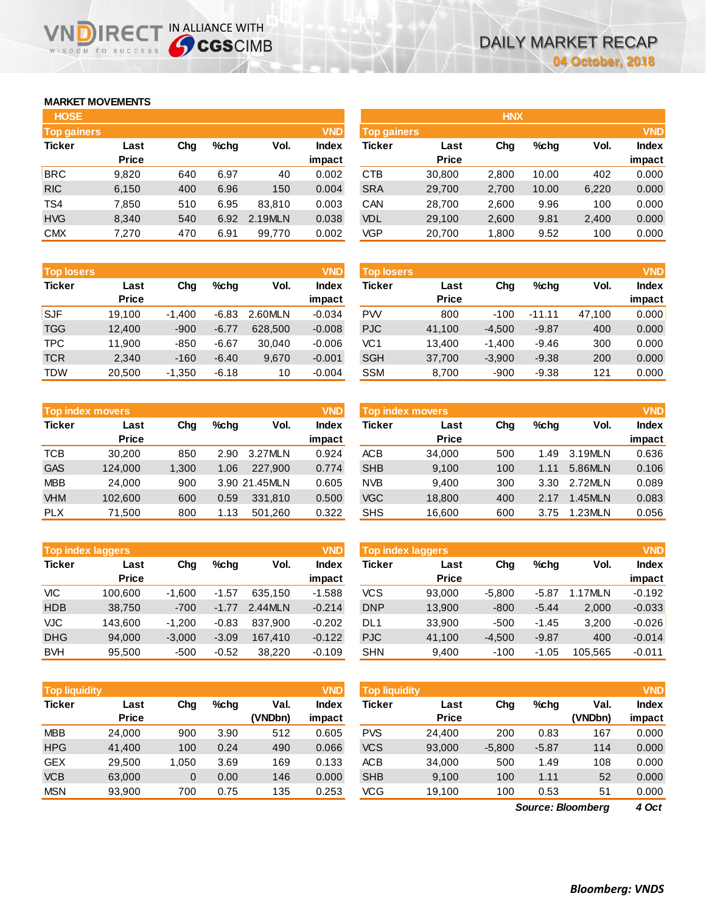# DAILY MARKET RECAP

04 October, 2018

## MARKET MOVEMENTS

### HOSE

**Top gainers** (VND)

| Ticker | Last Price | Chg | %chg | Vol. | Index impact |
|---|---|---|---|---|---|
| BRC | 9,820 | 640 | 6.97 | 40 | 0.002 |
| RIC | 6,150 | 400 | 6.96 | 150 | 0.004 |
| TS4 | 7,850 | 510 | 6.95 | 83,810 | 0.003 |
| HVG | 8,340 | 540 | 6.92 | 2.19MLN | 0.038 |
| CMX | 7,270 | 470 | 6.91 | 99,770 | 0.002 |

**Top losers** (VND)

| Ticker | Last Price | Chg | %chg | Vol. | Index impact |
|---|---|---|---|---|---|
| SJF | 19,100 | -1,400 | -6.83 | 2.60MLN | -0.034 |
| TGG | 12,400 | -900 | -6.77 | 628,500 | -0.008 |
| TPC | 11,900 | -850 | -6.67 | 30,040 | -0.006 |
| TCR | 2,340 | -160 | -6.40 | 9,670 | -0.001 |
| TDW | 20,500 | -1,350 | -6.18 | 10 | -0.004 |

**Top index movers** (VND)

| Ticker | Last Price | Chg | %chg | Vol. | Index impact |
|---|---|---|---|---|---|
| TCB | 30,200 | 850 | 2.90 | 3.27MLN | 0.924 |
| GAS | 124,000 | 1,300 | 1.06 | 227,900 | 0.774 |
| MBB | 24,000 | 900 | 3.90 | 21.45MLN | 0.605 |
| VHM | 102,600 | 600 | 0.59 | 331,810 | 0.500 |
| PLX | 71,500 | 800 | 1.13 | 501,260 | 0.322 |

**Top index laggers** (VND)

| Ticker | Last Price | Chg | %chg | Vol. | Index impact |
|---|---|---|---|---|---|
| VIC | 100,600 | -1,600 | -1.57 | 635,150 | -1.588 |
| HDB | 38,750 | -700 | -1.77 | 2.44MLN | -0.214 |
| VJC | 143,600 | -1,200 | -0.83 | 837,900 | -0.202 |
| DHG | 94,000 | -3,000 | -3.09 | 167,410 | -0.122 |
| BVH | 95,500 | -500 | -0.52 | 38,220 | -0.109 |

**Top liquidity** (VND)

| Ticker | Last Price | Chg | %chg | Val. (VNDbn) | Index impact |
|---|---|---|---|---|---|
| MBB | 24,000 | 900 | 3.90 | 512 | 0.605 |
| HPG | 41,400 | 100 | 0.24 | 490 | 0.066 |
| GEX | 29,500 | 1,050 | 3.69 | 169 | 0.133 |
| VCB | 63,000 | 0 | 0.00 | 146 | 0.000 |
| MSN | 93,900 | 700 | 0.75 | 135 | 0.253 |

### HNX

**Top gainers** (VND)

| Ticker | Last Price | Chg | %chg | Vol. | Index impact |
|---|---|---|---|---|---|
| CTB | 30,800 | 2,800 | 10.00 | 402 | 0.000 |
| SRA | 29,700 | 2,700 | 10.00 | 6,220 | 0.000 |
| CAN | 28,700 | 2,600 | 9.96 | 100 | 0.000 |
| VDL | 29,100 | 2,600 | 9.81 | 2,400 | 0.000 |
| VGP | 20,700 | 1,800 | 9.52 | 100 | 0.000 |

**Top losers** (VND)

| Ticker | Last Price | Chg | %chg | Vol. | Index impact |
|---|---|---|---|---|---|
| PVV | 800 | -100 | -11.11 | 47,100 | 0.000 |
| PJC | 41,100 | -4,500 | -9.87 | 400 | 0.000 |
| VC1 | 13,400 | -1,400 | -9.46 | 300 | 0.000 |
| SGH | 37,700 | -3,900 | -9.38 | 200 | 0.000 |
| SSM | 8,700 | -900 | -9.38 | 121 | 0.000 |

**Top index movers** (VND)

| Ticker | Last Price | Chg | %chg | Vol. | Index impact |
|---|---|---|---|---|---|
| ACB | 34,000 | 500 | 1.49 | 3.19MLN | 0.636 |
| SHB | 9,100 | 100 | 1.11 | 5.86MLN | 0.106 |
| NVB | 9,400 | 300 | 3.30 | 2.72MLN | 0.089 |
| VGC | 18,800 | 400 | 2.17 | 1.45MLN | 0.083 |
| SHS | 16,600 | 600 | 3.75 | 1.23MLN | 0.056 |

**Top index laggers** (VND)

| Ticker | Last Price | Chg | %chg | Vol. | Index impact |
|---|---|---|---|---|---|
| VCS | 93,000 | -5,800 | -5.87 | 1.17MLN | -0.192 |
| DNP | 13,900 | -800 | -5.44 | 2,000 | -0.033 |
| DL1 | 33,900 | -500 | -1.45 | 3,200 | -0.026 |
| PJC | 41,100 | -4,500 | -9.87 | 400 | -0.014 |
| SHN | 9,400 | -100 | -1.05 | 105,565 | -0.011 |

**Top liquidity** (VND)

| Ticker | Last Price | Chg | %chg | Val. (VNDbn) | Index impact |
|---|---|---|---|---|---|
| PVS | 24,400 | 200 | 0.83 | 167 | 0.000 |
| VCS | 93,000 | -5,800 | -5.87 | 114 | 0.000 |
| ACB | 34,000 | 500 | 1.49 | 108 | 0.000 |
| SHB | 9,100 | 100 | 1.11 | 52 | 0.000 |
| VCG | 19,100 | 100 | 0.53 | 51 | 0.000 |

*Source: Bloomberg* 4 Oct

*Bloomberg: VNDS*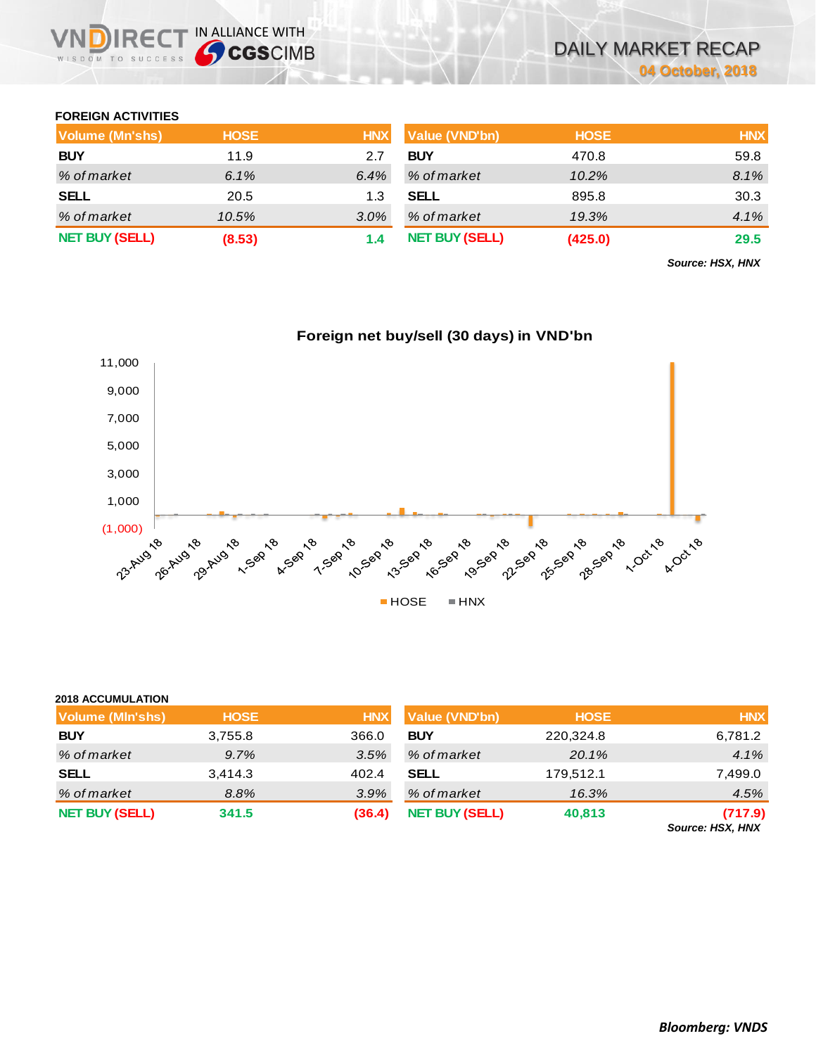## FOREIGN ACTIVITIES

| Volume (Mn'shs) | HOSE | HNX |
|---|---|---|
| **BUY** | 11.9 | 2.7 |
| *% of market* | *6.1%* | *6.4%* |
| **SELL** | 20.5 | 1.3 |
| *% of market* | *10.5%* | *3.0%* |
| **NET BUY (SELL)** | **(8.53)** | **1.4** |

| Value (VND'bn) | HOSE | HNX |
|---|---|---|
| **BUY** | 470.8 | 59.8 |
| *% of market* | *10.2%* | *8.1%* |
| **SELL** | 895.8 | 30.3 |
| *% of market* | *19.3%* | *4.1%* |
| **NET BUY (SELL)** | **(425.0)** | **29.5** |

***Source: HSX, HNX***

**Foreign net buy/sell (30 days) in VND'bn**

## 2018 ACCUMULATION

| Volume (Mln'shs) | HOSE | HNX |
|---|---|---|
| **BUY** | 3,755.8 | 366.0 |
| *% of market* | *9.7%* | *3.5%* |
| **SELL** | 3,414.3 | 402.4 |
| *% of market* | *8.8%* | *3.9%* |
| **NET BUY (SELL)** | **341.5** | **(36.4)** |

| Value (VND'bn) | HOSE | HNX |
|---|---|---|
| **BUY** | 220,324.8 | 6,781.2 |
| *% of market* | *20.1%* | *4.1%* |
| **SELL** | 179,512.1 | 7,499.0 |
| *% of market* | *16.3%* | *4.5%* |
| **NET BUY (SELL)** | **40,813** | **(717.9)** |

***Source: HSX, HNX***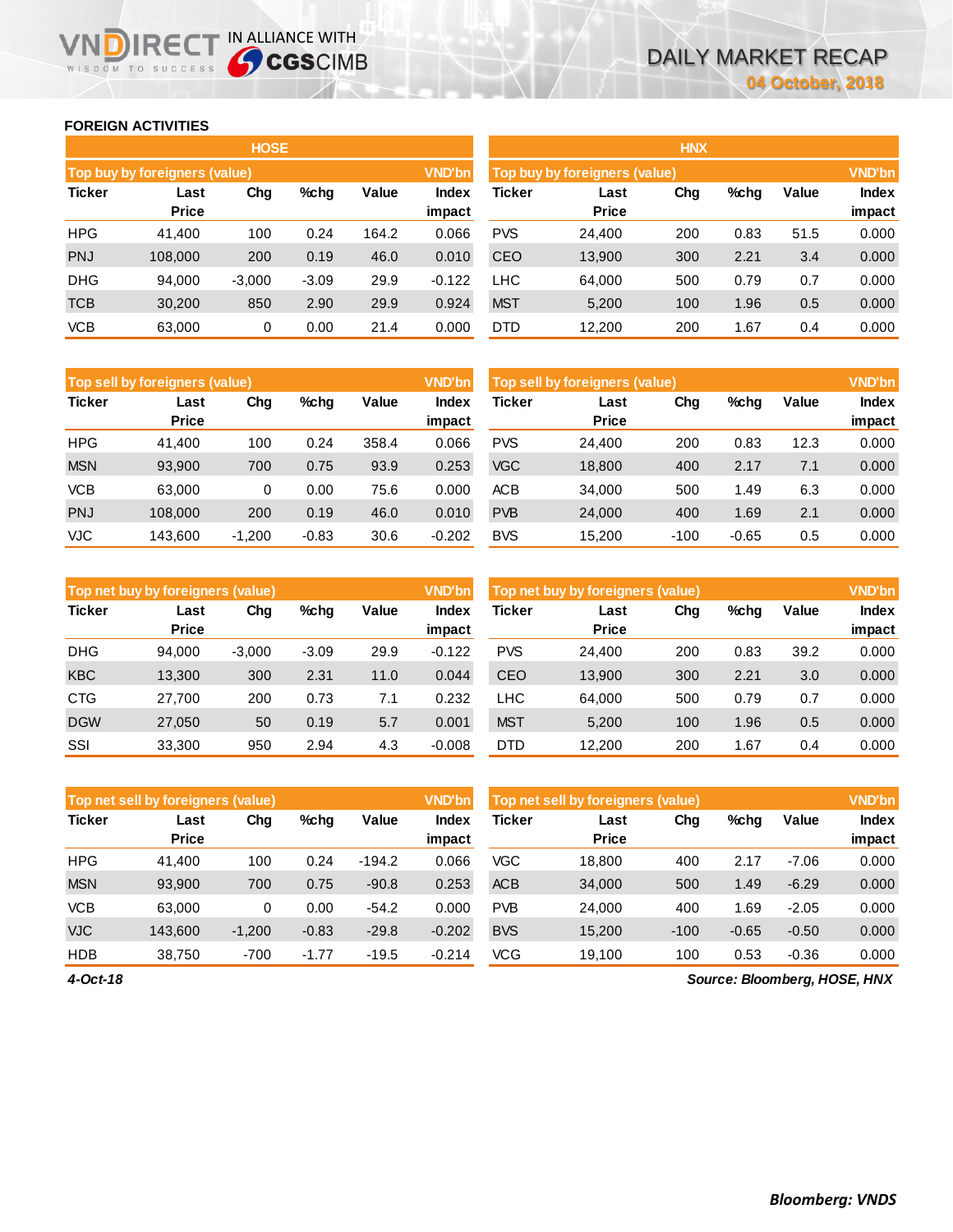## FOREIGN ACTIVITIES

### HOSE

| Top buy by foreigners (value) | | | | | VND'bn |
|---|---|---|---|---|---|
| Ticker | Last Price | Chg | %chg | Value | Index impact |
| HPG | 41,400 | 100 | 0.24 | 164.2 | 0.066 |
| PNJ | 108,000 | 200 | 0.19 | 46.0 | 0.010 |
| DHG | 94,000 | -3,000 | -3.09 | 29.9 | -0.122 |
| TCB | 30,200 | 850 | 2.90 | 29.9 | 0.924 |
| VCB | 63,000 | 0 | 0.00 | 21.4 | 0.000 |

| Top sell by foreigners (value) | | | | | VND'bn |
|---|---|---|---|---|---|
| Ticker | Last Price | Chg | %chg | Value | Index impact |
| HPG | 41,400 | 100 | 0.24 | 358.4 | 0.066 |
| MSN | 93,900 | 700 | 0.75 | 93.9 | 0.253 |
| VCB | 63,000 | 0 | 0.00 | 75.6 | 0.000 |
| PNJ | 108,000 | 200 | 0.19 | 46.0 | 0.010 |
| VJC | 143,600 | -1,200 | -0.83 | 30.6 | -0.202 |

| Top net buy by foreigners (value) | | | | | VND'bn |
|---|---|---|---|---|---|
| Ticker | Last Price | Chg | %chg | Value | Index impact |
| DHG | 94,000 | -3,000 | -3.09 | 29.9 | -0.122 |
| KBC | 13,300 | 300 | 2.31 | 11.0 | 0.044 |
| CTG | 27,700 | 200 | 0.73 | 7.1 | 0.232 |
| DGW | 27,050 | 50 | 0.19 | 5.7 | 0.001 |
| SSI | 33,300 | 950 | 2.94 | 4.3 | -0.008 |

| Top net sell by foreigners (value) | | | | | VND'bn |
|---|---|---|---|---|---|
| Ticker | Last Price | Chg | %chg | Value | Index impact |
| HPG | 41,400 | 100 | 0.24 | -194.2 | 0.066 |
| MSN | 93,900 | 700 | 0.75 | -90.8 | 0.253 |
| VCB | 63,000 | 0 | 0.00 | -54.2 | 0.000 |
| VJC | 143,600 | -1,200 | -0.83 | -29.8 | -0.202 |
| HDB | 38,750 | -700 | -1.77 | -19.5 | -0.214 |

### HNX

| Top buy by foreigners (value) | | | | | VND'bn |
|---|---|---|---|---|---|
| Ticker | Last Price | Chg | %chg | Value | Index impact |
| PVS | 24,400 | 200 | 0.83 | 51.5 | 0.000 |
| CEO | 13,900 | 300 | 2.21 | 3.4 | 0.000 |
| LHC | 64,000 | 500 | 0.79 | 0.7 | 0.000 |
| MST | 5,200 | 100 | 1.96 | 0.5 | 0.000 |
| DTD | 12,200 | 200 | 1.67 | 0.4 | 0.000 |

| Top sell by foreigners (value) | | | | | VND'bn |
|---|---|---|---|---|---|
| Ticker | Last Price | Chg | %chg | Value | Index impact |
| PVS | 24,400 | 200 | 0.83 | 12.3 | 0.000 |
| VGC | 18,800 | 400 | 2.17 | 7.1 | 0.000 |
| ACB | 34,000 | 500 | 1.49 | 6.3 | 0.000 |
| PVB | 24,000 | 400 | 1.69 | 2.1 | 0.000 |
| BVS | 15,200 | -100 | -0.65 | 0.5 | 0.000 |

| Top net buy by foreigners (value) | | | | | VND'bn |
|---|---|---|---|---|---|
| Ticker | Last Price | Chg | %chg | Value | Index impact |
| PVS | 24,400 | 200 | 0.83 | 39.2 | 0.000 |
| CEO | 13,900 | 300 | 2.21 | 3.0 | 0.000 |
| LHC | 64,000 | 500 | 0.79 | 0.7 | 0.000 |
| MST | 5,200 | 100 | 1.96 | 0.5 | 0.000 |
| DTD | 12,200 | 200 | 1.67 | 0.4 | 0.000 |

| Top net sell by foreigners (value) | | | | | VND'bn |
|---|---|---|---|---|---|
| Ticker | Last Price | Chg | %chg | Value | Index impact |
| VGC | 18,800 | 400 | 2.17 | -7.06 | 0.000 |
| ACB | 34,000 | 500 | 1.49 | -6.29 | 0.000 |
| PVB | 24,000 | 400 | 1.69 | -2.05 | 0.000 |
| BVS | 15,200 | -100 | -0.65 | -0.50 | 0.000 |
| VCG | 19,100 | 100 | 0.53 | -0.36 | 0.000 |

*4-Oct-18*

*Source: Bloomberg, HOSE, HNX*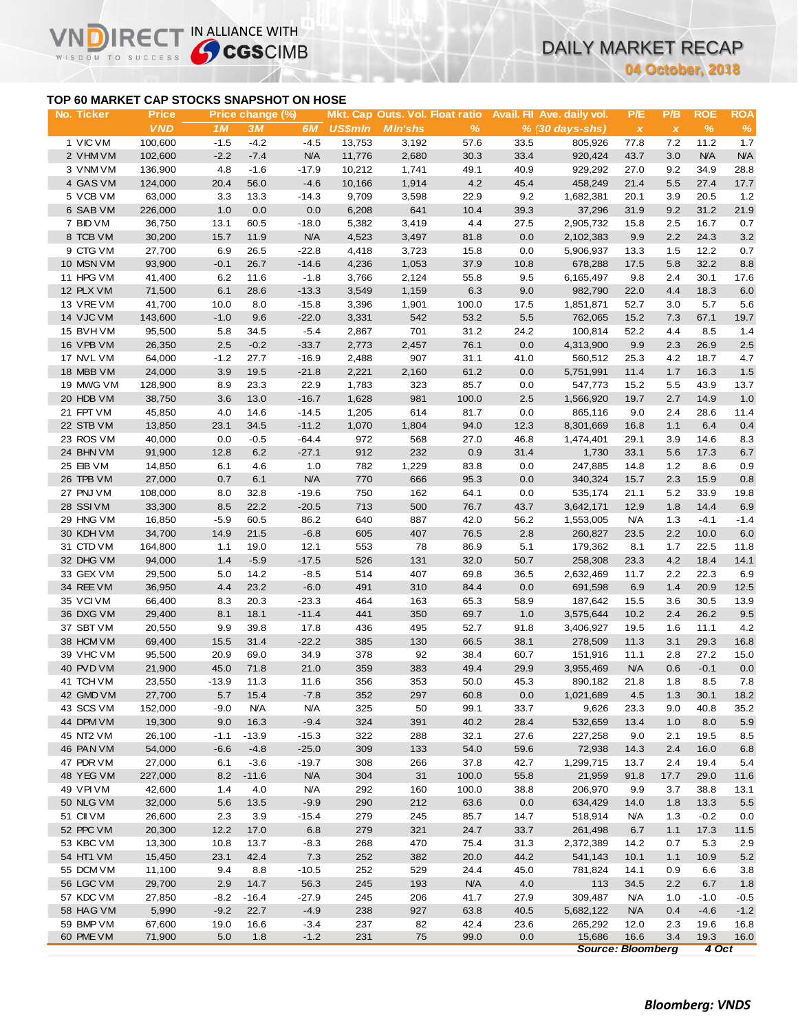# DAILY MARKET RECAP

04 October, 2018

## TOP 60 MARKET CAP STOCKS SNAPSHOT ON HOSE

| No. | Ticker | Price | Price change (%) | | | Mkt. Cap | Outs. Vol. | Float ratio | Avail. FII | Ave. daily vol. | P/E | P/B | ROE | ROA |
|---|---|---|---|---|---|---|---|---|---|---|---|---|---|---|
| | | VND | 1M | 3M | 6M | US$mln | Mln'shs | % | % | (30 days-shs) | x | x | % | % |
| 1 | VIC VM | 100,600 | -1.5 | -4.2 | -4.5 | 13,753 | 3,192 | 57.6 | 33.5 | 805,926 | 77.8 | 7.2 | 11.2 | 1.7 |
| 2 | VHM VM | 102,600 | -2.2 | -7.4 | N/A | 11,776 | 2,680 | 30.3 | 33.4 | 920,424 | 43.7 | 3.0 | N/A | N/A |
| 3 | VNM VM | 136,900 | 4.8 | -1.6 | -17.9 | 10,212 | 1,741 | 49.1 | 40.9 | 929,292 | 27.0 | 9.2 | 34.9 | 28.8 |
| 4 | GAS VM | 124,000 | 20.4 | 56.0 | -4.6 | 10,166 | 1,914 | 4.2 | 45.4 | 458,249 | 21.4 | 5.5 | 27.4 | 17.7 |
| 5 | VCB VM | 63,000 | 3.3 | 13.3 | -14.3 | 9,709 | 3,598 | 22.9 | 9.2 | 1,682,381 | 20.1 | 3.9 | 20.5 | 1.2 |
| 6 | SAB VM | 226,000 | 1.0 | 0.0 | 0.0 | 6,208 | 641 | 10.4 | 39.3 | 37,296 | 31.9 | 9.2 | 31.2 | 21.9 |
| 7 | BID VM | 36,750 | 13.1 | 60.5 | -18.0 | 5,382 | 3,419 | 4.4 | 27.5 | 2,905,732 | 15.8 | 2.5 | 16.7 | 0.7 |
| 8 | TCB VM | 30,200 | 15.7 | 11.9 | N/A | 4,523 | 3,497 | 81.8 | 0.0 | 2,102,383 | 9.9 | 2.2 | 24.3 | 3.2 |
| 9 | CTG VM | 27,700 | 6.9 | 26.5 | -22.8 | 4,418 | 3,723 | 15.8 | 0.0 | 5,906,937 | 13.3 | 1.5 | 12.2 | 0.7 |
| 10 | MSN VM | 93,900 | -0.1 | 26.7 | -14.6 | 4,236 | 1,053 | 37.9 | 10.8 | 678,288 | 17.5 | 5.8 | 32.2 | 8.8 |
| 11 | HPG VM | 41,400 | 6.2 | 11.6 | -1.8 | 3,766 | 2,124 | 55.8 | 9.5 | 6,165,497 | 9.8 | 2.4 | 30.1 | 17.6 |
| 12 | PLX VM | 71,500 | 6.1 | 28.6 | -13.3 | 3,549 | 1,159 | 6.3 | 9.0 | 982,790 | 22.0 | 4.4 | 18.3 | 6.0 |
| 13 | VRE VM | 41,700 | 10.0 | 8.0 | -15.8 | 3,396 | 1,901 | 100.0 | 17.5 | 1,851,871 | 52.7 | 3.0 | 5.7 | 5.6 |
| 14 | VJC VM | 143,600 | -1.0 | 9.6 | -22.0 | 3,331 | 542 | 53.2 | 5.5 | 762,065 | 15.2 | 7.3 | 67.1 | 19.7 |
| 15 | BVH VM | 95,500 | 5.8 | 34.5 | -5.4 | 2,867 | 701 | 31.2 | 24.2 | 100,814 | 52.2 | 4.4 | 8.5 | 1.4 |
| 16 | VPB VM | 26,350 | 2.5 | -0.2 | -33.7 | 2,773 | 2,457 | 76.1 | 0.0 | 4,313,900 | 9.9 | 2.3 | 26.9 | 2.5 |
| 17 | NVL VM | 64,000 | -1.2 | 27.7 | -16.9 | 2,488 | 907 | 31.1 | 41.0 | 560,512 | 25.3 | 4.2 | 18.7 | 4.7 |
| 18 | MBB VM | 24,000 | 3.9 | 19.5 | -21.8 | 2,221 | 2,160 | 61.2 | 0.0 | 5,751,991 | 11.4 | 1.7 | 16.3 | 1.5 |
| 19 | MWG VM | 128,900 | 8.9 | 23.3 | 22.9 | 1,783 | 323 | 85.7 | 0.0 | 547,773 | 15.2 | 5.5 | 43.9 | 13.7 |
| 20 | HDB VM | 38,750 | 3.6 | 13.0 | -16.7 | 1,628 | 981 | 100.0 | 2.5 | 1,566,920 | 19.7 | 2.7 | 14.9 | 1.0 |
| 21 | FPT VM | 45,850 | 4.0 | 14.6 | -14.5 | 1,205 | 614 | 81.7 | 0.0 | 865,116 | 9.0 | 2.4 | 28.6 | 11.4 |
| 22 | STB VM | 13,850 | 23.1 | 34.5 | -11.2 | 1,070 | 1,804 | 94.0 | 12.3 | 8,301,669 | 16.8 | 1.1 | 6.4 | 0.4 |
| 23 | ROS VM | 40,000 | 0.0 | -0.5 | -64.4 | 972 | 568 | 27.0 | 46.8 | 1,474,401 | 29.1 | 3.9 | 14.6 | 8.3 |
| 24 | BHN VM | 91,900 | 12.8 | 6.2 | -27.1 | 912 | 232 | 0.9 | 31.4 | 1,730 | 33.1 | 5.6 | 17.3 | 6.7 |
| 25 | EIB VM | 14,850 | 6.1 | 4.6 | 1.0 | 782 | 1,229 | 83.8 | 0.0 | 247,885 | 14.8 | 1.2 | 8.6 | 0.9 |
| 26 | TPB VM | 27,000 | 0.7 | 6.1 | N/A | 770 | 666 | 95.3 | 0.0 | 340,324 | 15.7 | 2.3 | 15.9 | 0.8 |
| 27 | PNJ VM | 108,000 | 8.0 | 32.8 | -19.6 | 750 | 162 | 64.1 | 0.0 | 535,174 | 21.1 | 5.2 | 33.9 | 19.8 |
| 28 | SSI VM | 33,300 | 8.5 | 22.2 | -20.5 | 713 | 500 | 76.7 | 43.7 | 3,642,171 | 12.9 | 1.8 | 14.4 | 6.9 |
| 29 | HNG VM | 16,850 | -5.9 | 60.5 | 86.2 | 640 | 887 | 42.0 | 56.2 | 1,553,005 | N/A | 1.3 | -4.1 | -1.4 |
| 30 | KDH VM | 34,700 | 14.9 | 21.5 | -6.8 | 605 | 407 | 76.5 | 2.8 | 260,827 | 23.5 | 2.2 | 10.0 | 6.0 |
| 31 | CTD VM | 164,800 | 1.1 | 19.0 | 12.1 | 553 | 78 | 86.9 | 5.1 | 179,362 | 8.1 | 1.7 | 22.5 | 11.8 |
| 32 | DHG VM | 94,000 | 1.4 | -5.9 | -17.5 | 526 | 131 | 32.0 | 50.7 | 258,308 | 23.3 | 4.2 | 18.4 | 14.1 |
| 33 | GEX VM | 29,500 | 5.0 | 14.2 | -8.5 | 514 | 407 | 69.8 | 36.5 | 2,632,469 | 11.7 | 2.2 | 22.3 | 6.9 |
| 34 | REE VM | 36,950 | 4.4 | 23.2 | -6.0 | 491 | 310 | 84.4 | 0.0 | 691,598 | 6.9 | 1.4 | 20.9 | 12.5 |
| 35 | VCI VM | 66,400 | 8.3 | 20.3 | -23.3 | 464 | 163 | 65.3 | 58.9 | 187,642 | 15.5 | 3.6 | 30.5 | 13.9 |
| 36 | DXG VM | 29,400 | 8.1 | 18.1 | -11.4 | 441 | 350 | 69.7 | 1.0 | 3,575,644 | 10.2 | 2.4 | 26.2 | 9.5 |
| 37 | SBT VM | 20,550 | 9.9 | 39.8 | 17.8 | 436 | 495 | 52.7 | 91.8 | 3,406,927 | 19.5 | 1.6 | 11.1 | 4.2 |
| 38 | HCM VM | 69,400 | 15.5 | 31.4 | -22.2 | 385 | 130 | 66.5 | 38.1 | 278,509 | 11.3 | 3.1 | 29.3 | 16.8 |
| 39 | VHC VM | 95,500 | 20.9 | 69.0 | 34.9 | 378 | 92 | 38.4 | 60.7 | 151,916 | 11.1 | 2.8 | 27.2 | 15.0 |
| 40 | PVD VM | 21,900 | 45.0 | 71.8 | 21.0 | 359 | 383 | 49.4 | 29.9 | 3,955,469 | N/A | 0.6 | -0.1 | 0.0 |
| 41 | TCH VM | 23,550 | -13.9 | 11.3 | 11.6 | 356 | 353 | 50.0 | 45.3 | 890,182 | 21.8 | 1.8 | 8.5 | 7.8 |
| 42 | GMD VM | 27,700 | 5.7 | 15.4 | -7.8 | 352 | 297 | 60.8 | 0.0 | 1,021,689 | 4.5 | 1.3 | 30.1 | 18.2 |
| 43 | SCS VM | 152,000 | -9.0 | N/A | N/A | 325 | 50 | 99.1 | 33.7 | 9,626 | 23.3 | 9.0 | 40.8 | 35.2 |
| 44 | DPM VM | 19,300 | 9.0 | 16.3 | -9.4 | 324 | 391 | 40.2 | 28.4 | 532,659 | 13.4 | 1.0 | 8.0 | 5.9 |
| 45 | NT2 VM | 26,100 | -1.1 | -13.9 | -15.3 | 322 | 288 | 32.1 | 27.6 | 227,258 | 9.0 | 2.1 | 19.5 | 8.5 |
| 46 | PAN VM | 54,000 | -6.6 | -4.8 | -25.0 | 309 | 133 | 54.0 | 59.6 | 72,938 | 14.3 | 2.4 | 16.0 | 6.8 |
| 47 | PDR VM | 27,000 | 6.1 | -3.6 | -19.7 | 308 | 266 | 37.8 | 42.7 | 1,299,715 | 13.7 | 2.4 | 19.4 | 5.4 |
| 48 | YEG VM | 227,000 | 8.2 | -11.6 | N/A | 304 | 31 | 100.0 | 55.8 | 21,959 | 91.8 | 17.7 | 29.0 | 11.6 |
| 49 | VPI VM | 42,600 | 1.4 | 4.0 | N/A | 292 | 160 | 100.0 | 38.8 | 206,970 | 9.9 | 3.7 | 38.8 | 13.1 |
| 50 | NLG VM | 32,000 | 5.6 | 13.5 | -9.9 | 290 | 212 | 63.6 | 0.0 | 634,429 | 14.0 | 1.8 | 13.3 | 5.5 |
| 51 | CII VM | 26,600 | 2.3 | 3.9 | -15.4 | 279 | 245 | 85.7 | 14.7 | 518,914 | N/A | 1.3 | -0.2 | 0.0 |
| 52 | PPC VM | 20,300 | 12.2 | 17.0 | 6.8 | 279 | 321 | 24.7 | 33.7 | 261,498 | 6.7 | 1.1 | 17.3 | 11.5 |
| 53 | KBC VM | 13,300 | 10.8 | 13.7 | -8.3 | 268 | 470 | 75.4 | 31.3 | 2,372,389 | 14.2 | 0.7 | 5.3 | 2.9 |
| 54 | HT1 VM | 15,450 | 23.1 | 42.4 | 7.3 | 252 | 382 | 20.0 | 44.2 | 541,143 | 10.1 | 1.1 | 10.9 | 5.2 |
| 55 | DCM VM | 11,100 | 9.4 | 8.8 | -10.5 | 252 | 529 | 24.4 | 45.0 | 781,824 | 14.1 | 0.9 | 6.6 | 3.8 |
| 56 | LGC VM | 29,700 | 2.9 | 14.7 | 56.3 | 245 | 193 | N/A | 4.0 | 113 | 34.5 | 2.2 | 6.7 | 1.8 |
| 57 | KDC VM | 27,850 | -8.2 | -16.4 | -27.9 | 245 | 206 | 41.7 | 27.9 | 309,487 | N/A | 1.0 | -1.0 | -0.5 |
| 58 | HAG VM | 5,990 | -9.2 | 22.7 | -4.9 | 238 | 927 | 63.8 | 40.5 | 5,682,122 | N/A | 0.4 | -4.6 | -1.2 |
| 59 | BMP VM | 67,600 | 19.0 | 16.6 | -3.4 | 237 | 82 | 42.4 | 23.6 | 265,292 | 12.0 | 2.3 | 19.6 | 16.8 |
| 60 | PME VM | 71,900 | 5.0 | 1.8 | -1.2 | 231 | 75 | 99.0 | 0.0 | 15,686 | 16.6 | 3.4 | 19.3 | 16.0 |

*Source: Bloomberg* — *4 Oct*

***Bloomberg: VNDS***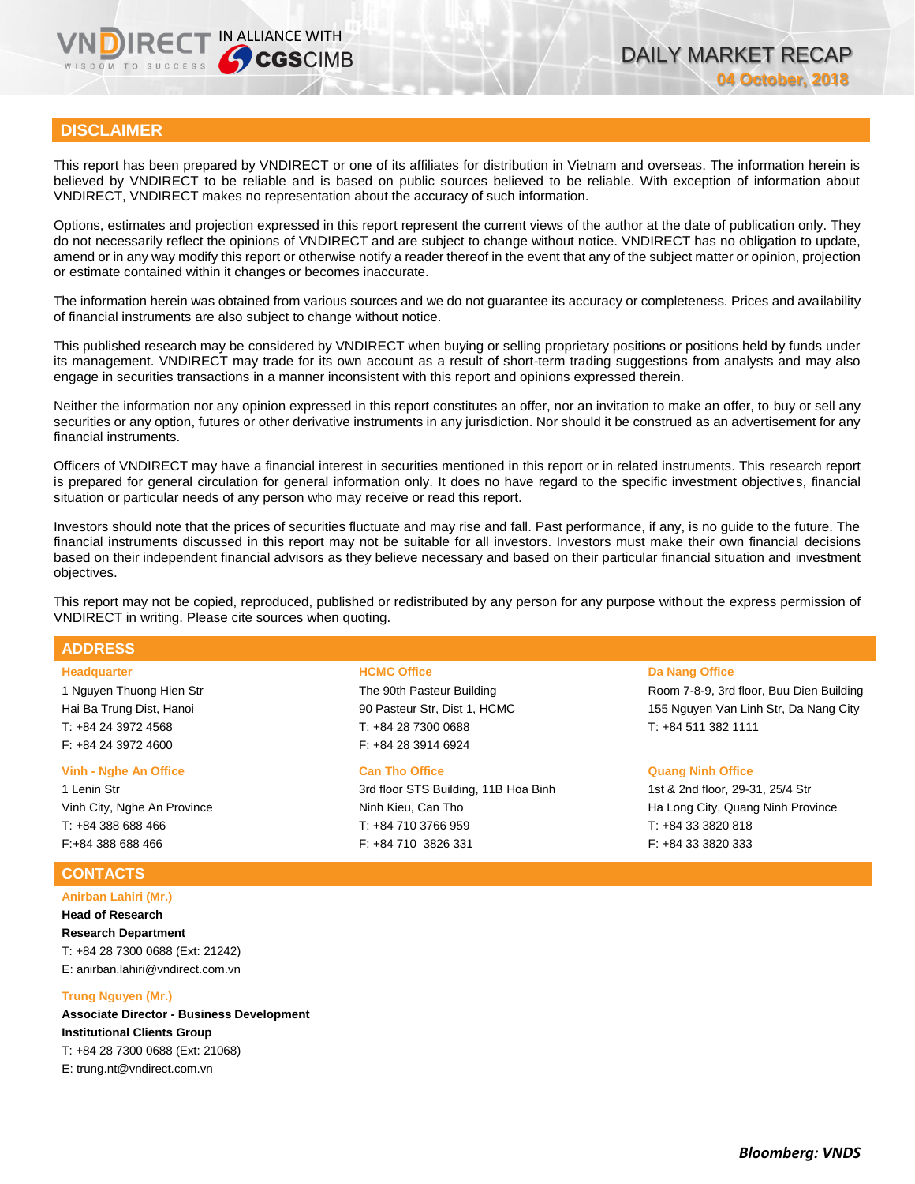## DISCLAIMER

This report has been prepared by VNDIRECT or one of its affiliates for distribution in Vietnam and overseas. The information herein is believed by VNDIRECT to be reliable and is based on public sources believed to be reliable. With exception of information about VNDIRECT, VNDIRECT makes no representation about the accuracy of such information.

Options, estimates and projection expressed in this report represent the current views of the author at the date of publication only. They do not necessarily reflect the opinions of VNDIRECT and are subject to change without notice. VNDIRECT has no obligation to update, amend or in any way modify this report or otherwise notify a reader thereof in the event that any of the subject matter or opinion, projection or estimate contained within it changes or becomes inaccurate.

The information herein was obtained from various sources and we do not guarantee its accuracy or completeness. Prices and availability of financial instruments are also subject to change without notice.

This published research may be considered by VNDIRECT when buying or selling proprietary positions or positions held by funds under its management. VNDIRECT may trade for its own account as a result of short-term trading suggestions from analysts and may also engage in securities transactions in a manner inconsistent with this report and opinions expressed therein.

Neither the information nor any opinion expressed in this report constitutes an offer, nor an invitation to make an offer, to buy or sell any securities or any option, futures or other derivative instruments in any jurisdiction. Nor should it be construed as an advertisement for any financial instruments.

Officers of VNDIRECT may have a financial interest in securities mentioned in this report or in related instruments. This research report is prepared for general circulation for general information only. It does no have regard to the specific investment objectives, financial situation or particular needs of any person who may receive or read this report.

Investors should note that the prices of securities fluctuate and may rise and fall. Past performance, if any, is no guide to the future. The financial instruments discussed in this report may not be suitable for all investors. Investors must make their own financial decisions based on their independent financial advisors as they believe necessary and based on their particular financial situation and investment objectives.

This report may not be copied, reproduced, published or redistributed by any person for any purpose without the express permission of VNDIRECT in writing. Please cite sources when quoting.

## ADDRESS

**Headquarter**
1 Nguyen Thuong Hien Str
Hai Ba Trung Dist, Hanoi
T: +84 24 3972 4568
F: +84 24 3972 4600

**HCMC Office**
The 90th Pasteur Building
90 Pasteur Str, Dist 1, HCMC
T: +84 28 7300 0688
F: +84 28 3914 6924

**Da Nang Office**
Room 7-8-9, 3rd floor, Buu Dien Building
155 Nguyen Van Linh Str, Da Nang City
T: +84 511 382 1111

**Vinh - Nghe An Office**
1 Lenin Str
Vinh City, Nghe An Province
T: +84 388 688 466
F:+84 388 688 466

**Can Tho Office**
3rd floor STS Building, 11B Hoa Binh
Ninh Kieu, Can Tho
T: +84 710 3766 959
F: +84 710 3826 331

**Quang Ninh Office**
1st & 2nd floor, 29-31, 25/4 Str
Ha Long City, Quang Ninh Province
T: +84 33 3820 818
F: +84 33 3820 333

## CONTACTS

**Anirban Lahiri (Mr.)**
**Head of Research**
**Research Department**
T: +84 28 7300 0688 (Ext: 21242)
E: anirban.lahiri@vndirect.com.vn

**Trung Nguyen (Mr.)**
**Associate Director - Business Development**
**Institutional Clients Group**
T: +84 28 7300 0688 (Ext: 21068)
E: trung.nt@vndirect.com.vn

***Bloomberg: VNDS***